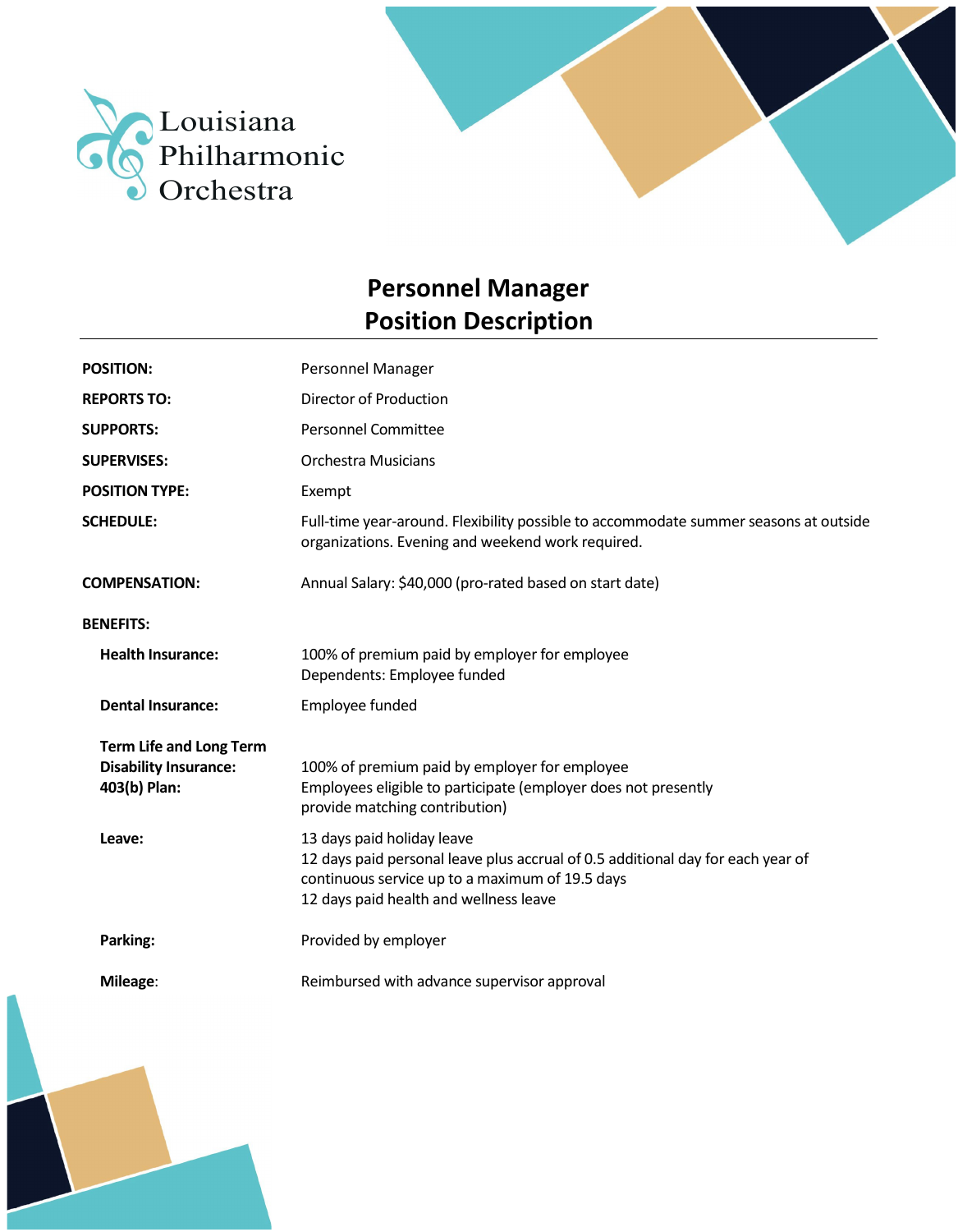Louisiana Philharmonic Orchestra

# Personnel Manager
# Position Description

| | |
|---|---|
| **POSITION:** | Personnel Manager |
| **REPORTS TO:** | Director of Production |
| **SUPPORTS:** | Personnel Committee |
| **SUPERVISES:** | Orchestra Musicians |
| **POSITION TYPE:** | Exempt |
| **SCHEDULE:** | Full-time year-around. Flexibility possible to accommodate summer seasons at outside organizations. Evening and weekend work required. |
| **COMPENSATION:** | Annual Salary: $40,000 (pro-rated based on start date) |
| **BENEFITS:** | |
| **Health Insurance:** | 100% of premium paid by employer for employee<br>Dependents: Employee funded |
| **Dental Insurance:** | Employee funded |
| **Term Life and Long Term Disability Insurance:** | 100% of premium paid by employer for employee |
| **403(b) Plan:** | Employees eligible to participate (employer does not presently provide matching contribution) |
| **Leave:** | 13 days paid holiday leave<br>12 days paid personal leave plus accrual of 0.5 additional day for each year of continuous service up to a maximum of 19.5 days<br>12 days paid health and wellness leave |
| **Parking:** | Provided by employer |
| **Mileage:** | Reimbursed with advance supervisor approval |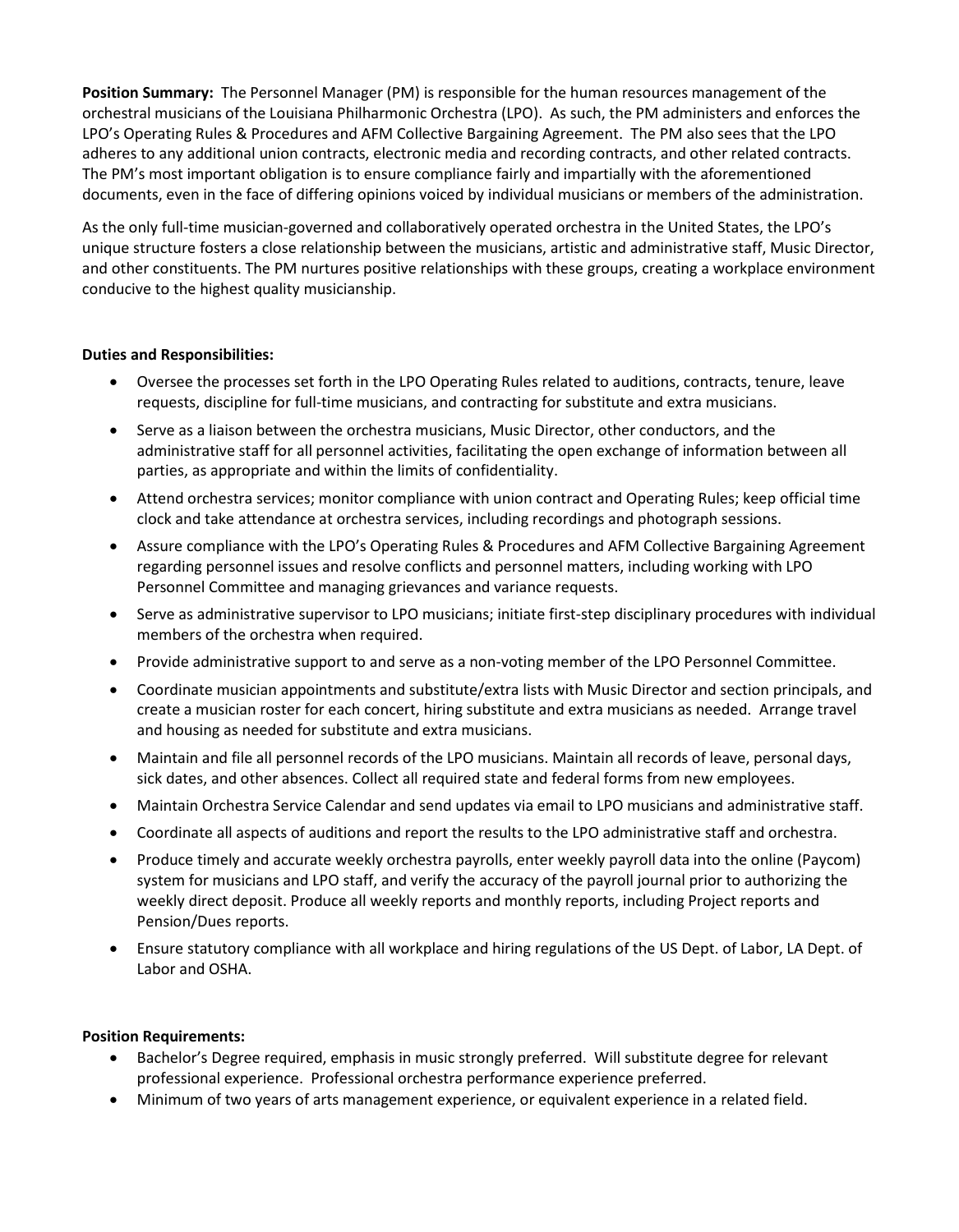**Position Summary:** The Personnel Manager (PM) is responsible for the human resources management of the orchestral musicians of the Louisiana Philharmonic Orchestra (LPO). As such, the PM administers and enforces the LPO's Operating Rules & Procedures and AFM Collective Bargaining Agreement. The PM also sees that the LPO adheres to any additional union contracts, electronic media and recording contracts, and other related contracts. The PM's most important obligation is to ensure compliance fairly and impartially with the aforementioned documents, even in the face of differing opinions voiced by individual musicians or members of the administration.

As the only full-time musician-governed and collaboratively operated orchestra in the United States, the LPO's unique structure fosters a close relationship between the musicians, artistic and administrative staff, Music Director, and other constituents. The PM nurtures positive relationships with these groups, creating a workplace environment conducive to the highest quality musicianship.

**Duties and Responsibilities:**

- Oversee the processes set forth in the LPO Operating Rules related to auditions, contracts, tenure, leave requests, discipline for full-time musicians, and contracting for substitute and extra musicians.
- Serve as a liaison between the orchestra musicians, Music Director, other conductors, and the administrative staff for all personnel activities, facilitating the open exchange of information between all parties, as appropriate and within the limits of confidentiality.
- Attend orchestra services; monitor compliance with union contract and Operating Rules; keep official time clock and take attendance at orchestra services, including recordings and photograph sessions.
- Assure compliance with the LPO's Operating Rules & Procedures and AFM Collective Bargaining Agreement regarding personnel issues and resolve conflicts and personnel matters, including working with LPO Personnel Committee and managing grievances and variance requests.
- Serve as administrative supervisor to LPO musicians; initiate first-step disciplinary procedures with individual members of the orchestra when required.
- Provide administrative support to and serve as a non-voting member of the LPO Personnel Committee.
- Coordinate musician appointments and substitute/extra lists with Music Director and section principals, and create a musician roster for each concert, hiring substitute and extra musicians as needed. Arrange travel and housing as needed for substitute and extra musicians.
- Maintain and file all personnel records of the LPO musicians. Maintain all records of leave, personal days, sick dates, and other absences. Collect all required state and federal forms from new employees.
- Maintain Orchestra Service Calendar and send updates via email to LPO musicians and administrative staff.
- Coordinate all aspects of auditions and report the results to the LPO administrative staff and orchestra.
- Produce timely and accurate weekly orchestra payrolls, enter weekly payroll data into the online (Paycom) system for musicians and LPO staff, and verify the accuracy of the payroll journal prior to authorizing the weekly direct deposit. Produce all weekly reports and monthly reports, including Project reports and Pension/Dues reports.
- Ensure statutory compliance with all workplace and hiring regulations of the US Dept. of Labor, LA Dept. of Labor and OSHA.

**Position Requirements:**

- Bachelor's Degree required, emphasis in music strongly preferred. Will substitute degree for relevant professional experience. Professional orchestra performance experience preferred.
- Minimum of two years of arts management experience, or equivalent experience in a related field.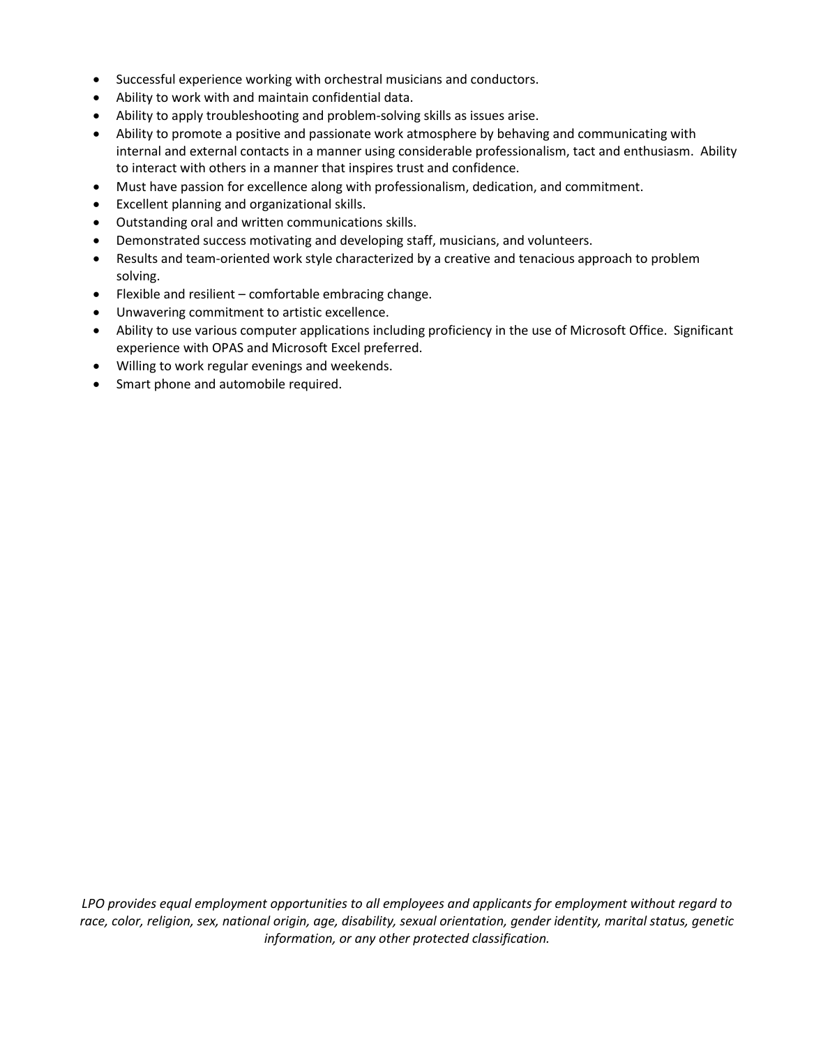- Successful experience working with orchestral musicians and conductors.
- Ability to work with and maintain confidential data.
- Ability to apply troubleshooting and problem-solving skills as issues arise.
- Ability to promote a positive and passionate work atmosphere by behaving and communicating with internal and external contacts in a manner using considerable professionalism, tact and enthusiasm. Ability to interact with others in a manner that inspires trust and confidence.
- Must have passion for excellence along with professionalism, dedication, and commitment.
- Excellent planning and organizational skills.
- Outstanding oral and written communications skills.
- Demonstrated success motivating and developing staff, musicians, and volunteers.
- Results and team-oriented work style characterized by a creative and tenacious approach to problem solving.
- Flexible and resilient – comfortable embracing change.
- Unwavering commitment to artistic excellence.
- Ability to use various computer applications including proficiency in the use of Microsoft Office. Significant experience with OPAS and Microsoft Excel preferred.
- Willing to work regular evenings and weekends.
- Smart phone and automobile required.

*LPO provides equal employment opportunities to all employees and applicants for employment without regard to race, color, religion, sex, national origin, age, disability, sexual orientation, gender identity, marital status, genetic information, or any other protected classification.*